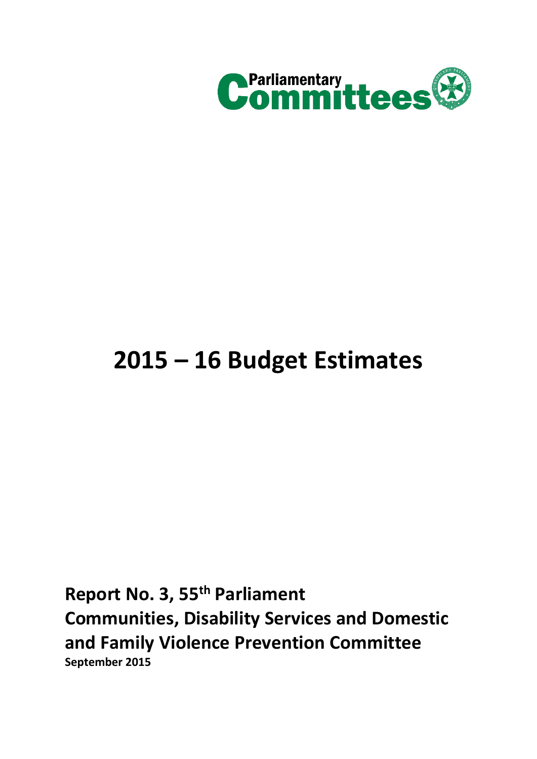Parliamentary Committees

# 2015 – 16 Budget Estimates

**Report No. 3, 55th Parliament**
**Communities, Disability Services and Domestic and Family Violence Prevention Committee**
**September 2015**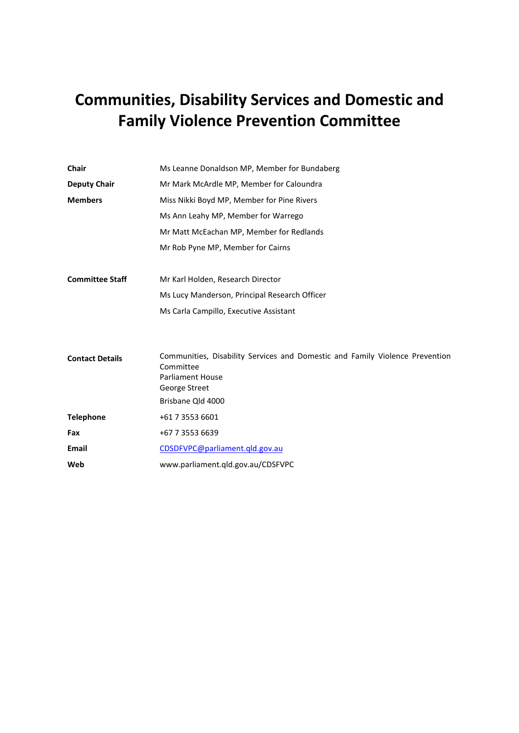# Communities, Disability Services and Domestic and Family Violence Prevention Committee

| | |
|---|---|
| **Chair** | Ms Leanne Donaldson MP, Member for Bundaberg |
| **Deputy Chair** | Mr Mark McArdle MP, Member for Caloundra |
| **Members** | Miss Nikki Boyd MP, Member for Pine Rivers |
| | Ms Ann Leahy MP, Member for Warrego |
| | Mr Matt McEachan MP, Member for Redlands |
| | Mr Rob Pyne MP, Member for Cairns |
| | |
| **Committee Staff** | Mr Karl Holden, Research Director |
| | Ms Lucy Manderson, Principal Research Officer |
| | Ms Carla Campillo, Executive Assistant |
| | |
| **Contact Details** | Communities, Disability Services and Domestic and Family Violence Prevention Committee<br>Parliament House<br>George Street<br>Brisbane Qld 4000 |
| **Telephone** | +61 7 3553 6601 |
| **Fax** | +67 7 3553 6639 |
| **Email** | CDSDFVPC@parliament.qld.gov.au |
| **Web** | www.parliament.qld.gov.au/CDSFVPC |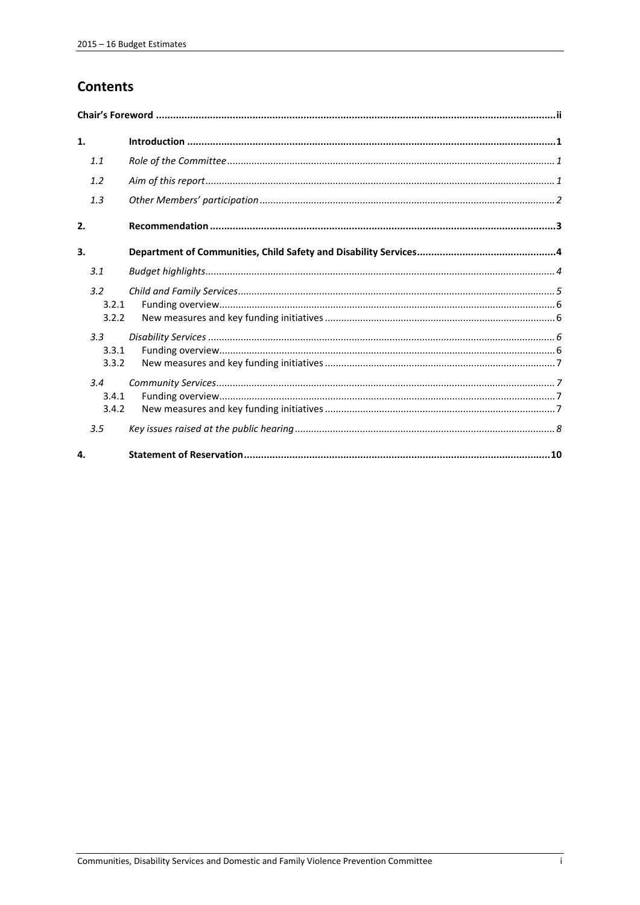# Contents

**Chair's Foreword** ..... ii

**1. Introduction** ..... 1

- *1.1 Role of the Committee* ..... 1
- *1.2 Aim of this report* ..... 1
- *1.3 Other Members' participation* ..... 2

**2. Recommendation** ..... 3

**3. Department of Communities, Child Safety and Disability Services** ..... 4

- *3.1 Budget highlights* ..... 4
- *3.2 Child and Family Services* ..... 5
  - 3.2.1 Funding overview ..... 6
  - 3.2.2 New measures and key funding initiatives ..... 6
- *3.3 Disability Services* ..... 6
  - 3.3.1 Funding overview ..... 6
  - 3.3.2 New measures and key funding initiatives ..... 7
- *3.4 Community Services* ..... 7
  - 3.4.1 Funding overview ..... 7
  - 3.4.2 New measures and key funding initiatives ..... 7
- *3.5 Key issues raised at the public hearing* ..... 8

**4. Statement of Reservation** ..... 10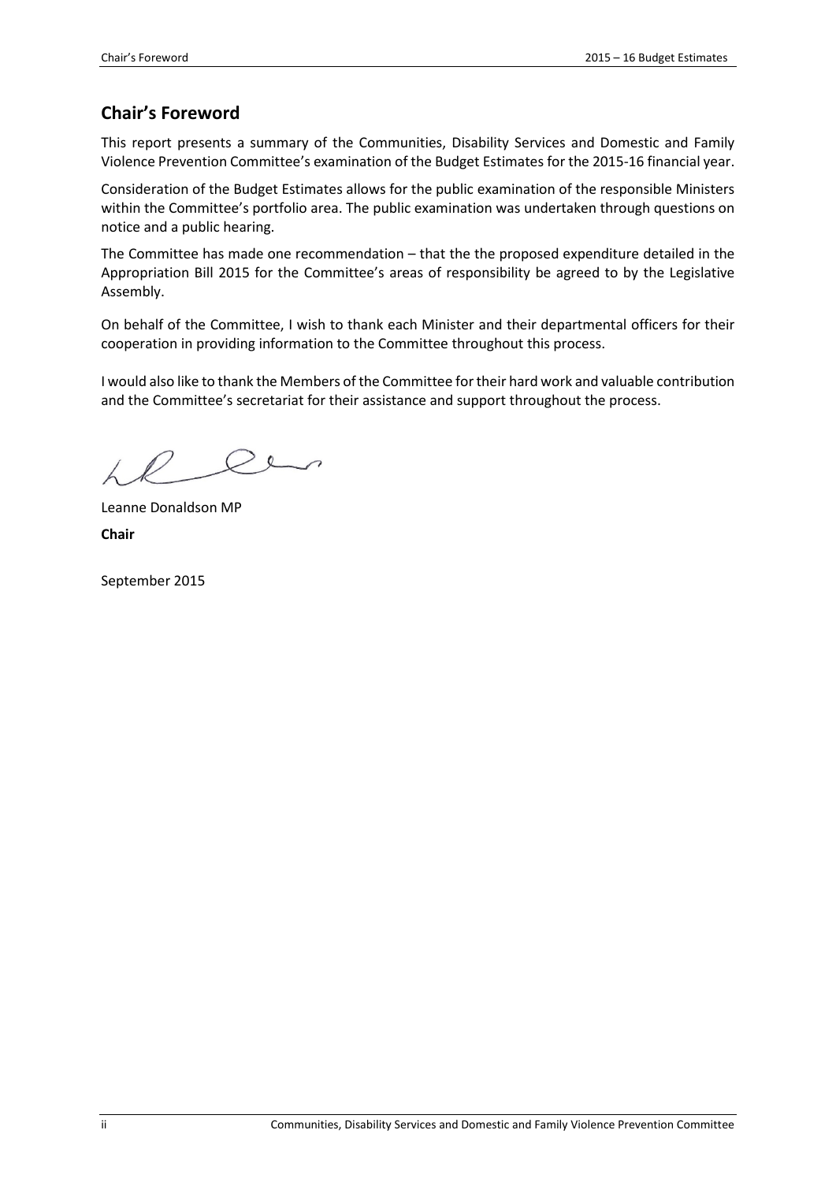## Chair's Foreword

This report presents a summary of the Communities, Disability Services and Domestic and Family Violence Prevention Committee's examination of the Budget Estimates for the 2015-16 financial year.

Consideration of the Budget Estimates allows for the public examination of the responsible Ministers within the Committee's portfolio area. The public examination was undertaken through questions on notice and a public hearing.

The Committee has made one recommendation – that the the proposed expenditure detailed in the Appropriation Bill 2015 for the Committee's areas of responsibility be agreed to by the Legislative Assembly.

On behalf of the Committee, I wish to thank each Minister and their departmental officers for their cooperation in providing information to the Committee throughout this process.

I would also like to thank the Members of the Committee for their hard work and valuable contribution and the Committee's secretariat for their assistance and support throughout the process.

Leanne Donaldson MP

**Chair**

September 2015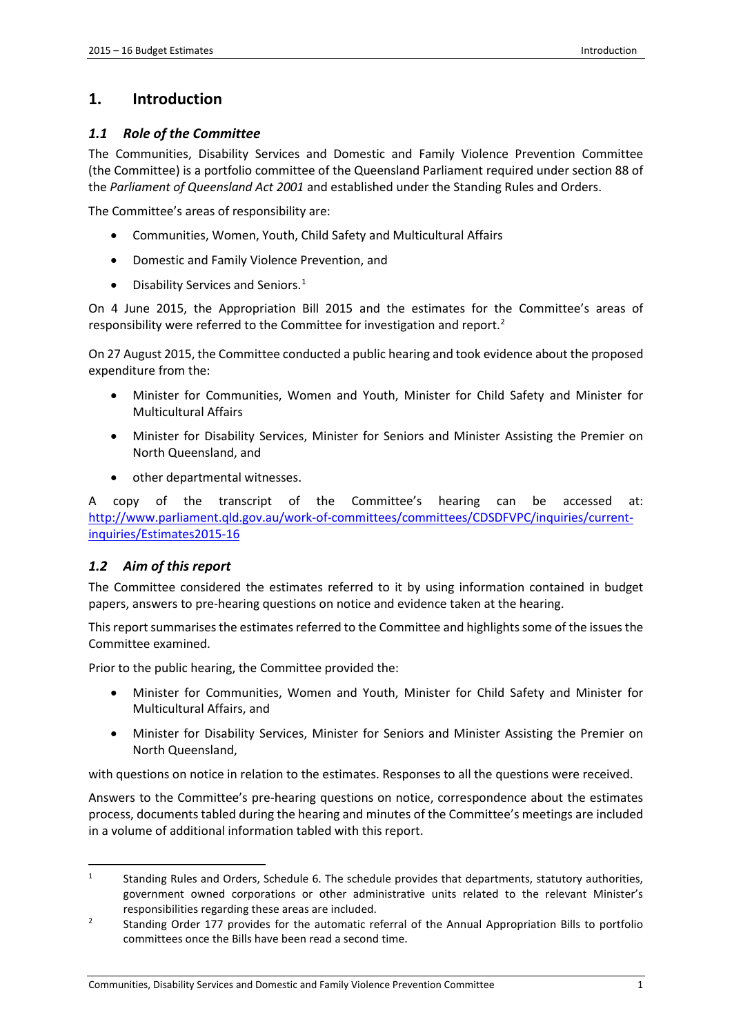# 1. Introduction

## *1.1 Role of the Committee*

The Communities, Disability Services and Domestic and Family Violence Prevention Committee (the Committee) is a portfolio committee of the Queensland Parliament required under section 88 of the *Parliament of Queensland Act 2001* and established under the Standing Rules and Orders.

The Committee's areas of responsibility are:

- Communities, Women, Youth, Child Safety and Multicultural Affairs
- Domestic and Family Violence Prevention, and
- Disability Services and Seniors.[1]

On 4 June 2015, the Appropriation Bill 2015 and the estimates for the Committee's areas of responsibility were referred to the Committee for investigation and report.[2]

On 27 August 2015, the Committee conducted a public hearing and took evidence about the proposed expenditure from the:

- Minister for Communities, Women and Youth, Minister for Child Safety and Minister for Multicultural Affairs
- Minister for Disability Services, Minister for Seniors and Minister Assisting the Premier on North Queensland, and
- other departmental witnesses.

A copy of the transcript of the Committee's hearing can be accessed at: http://www.parliament.qld.gov.au/work-of-committees/committees/CDSDFVPC/inquiries/current-inquiries/Estimates2015-16

## *1.2 Aim of this report*

The Committee considered the estimates referred to it by using information contained in budget papers, answers to pre-hearing questions on notice and evidence taken at the hearing.

This report summarises the estimates referred to the Committee and highlights some of the issues the Committee examined.

Prior to the public hearing, the Committee provided the:

- Minister for Communities, Women and Youth, Minister for Child Safety and Minister for Multicultural Affairs, and
- Minister for Disability Services, Minister for Seniors and Minister Assisting the Premier on North Queensland,

with questions on notice in relation to the estimates. Responses to all the questions were received.

Answers to the Committee's pre-hearing questions on notice, correspondence about the estimates process, documents tabled during the hearing and minutes of the Committee's meetings are included in a volume of additional information tabled with this report.

---

[1] Standing Rules and Orders, Schedule 6. The schedule provides that departments, statutory authorities, government owned corporations or other administrative units related to the relevant Minister's responsibilities regarding these areas are included.

[2] Standing Order 177 provides for the automatic referral of the Annual Appropriation Bills to portfolio committees once the Bills have been read a second time.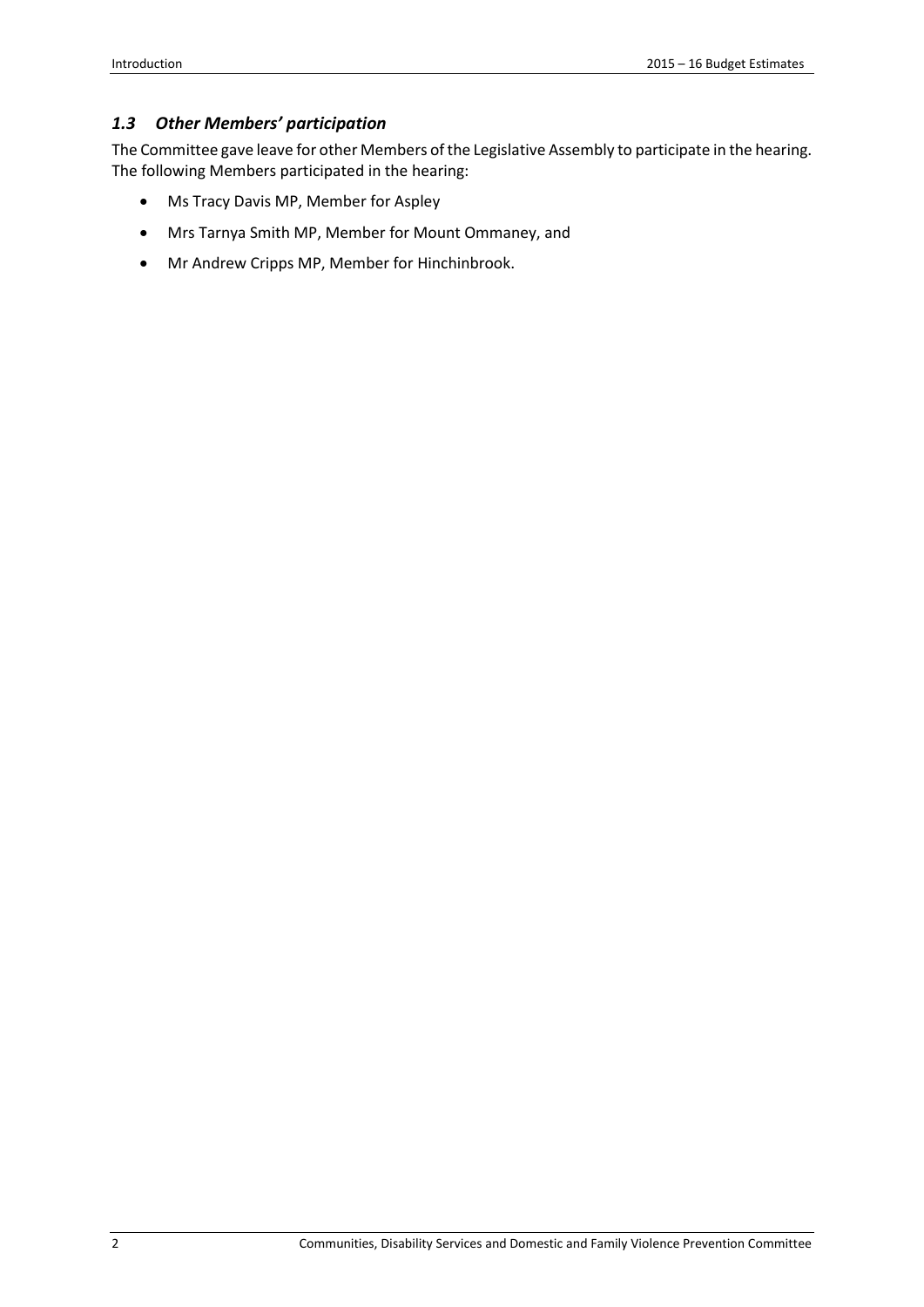### *1.3 Other Members' participation*

The Committee gave leave for other Members of the Legislative Assembly to participate in the hearing. The following Members participated in the hearing:

- Ms Tracy Davis MP, Member for Aspley
- Mrs Tarnya Smith MP, Member for Mount Ommaney, and
- Mr Andrew Cripps MP, Member for Hinchinbrook.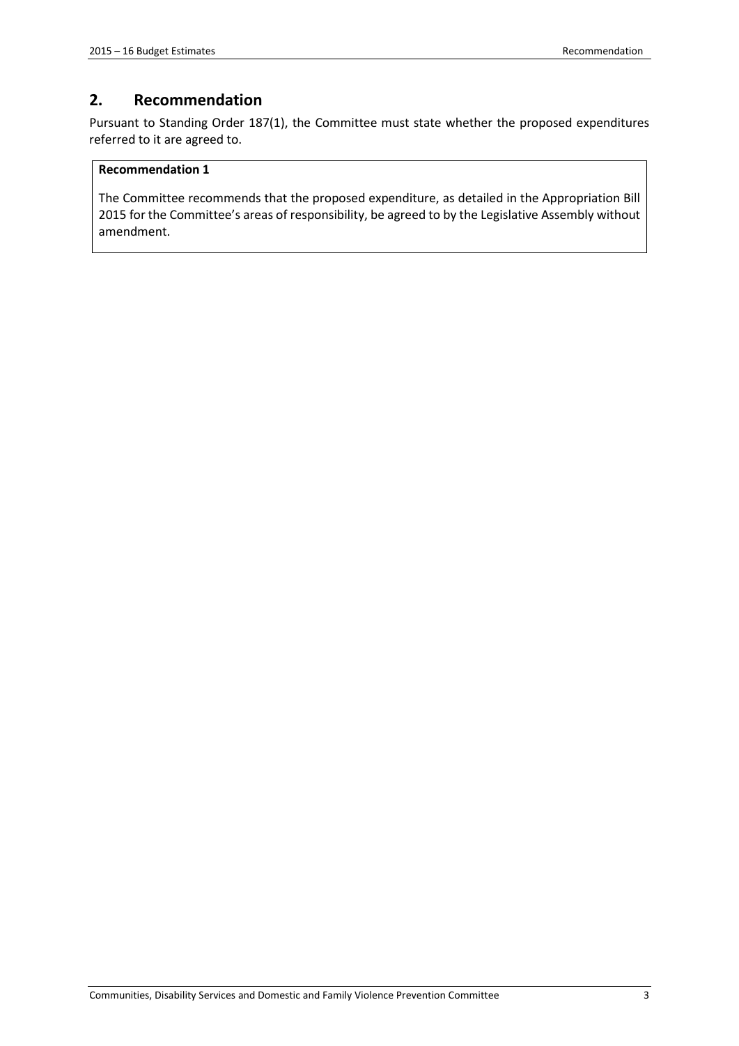## 2. Recommendation

Pursuant to Standing Order 187(1), the Committee must state whether the proposed expenditures referred to it are agreed to.

**Recommendation 1**

The Committee recommends that the proposed expenditure, as detailed in the Appropriation Bill 2015 for the Committee's areas of responsibility, be agreed to by the Legislative Assembly without amendment.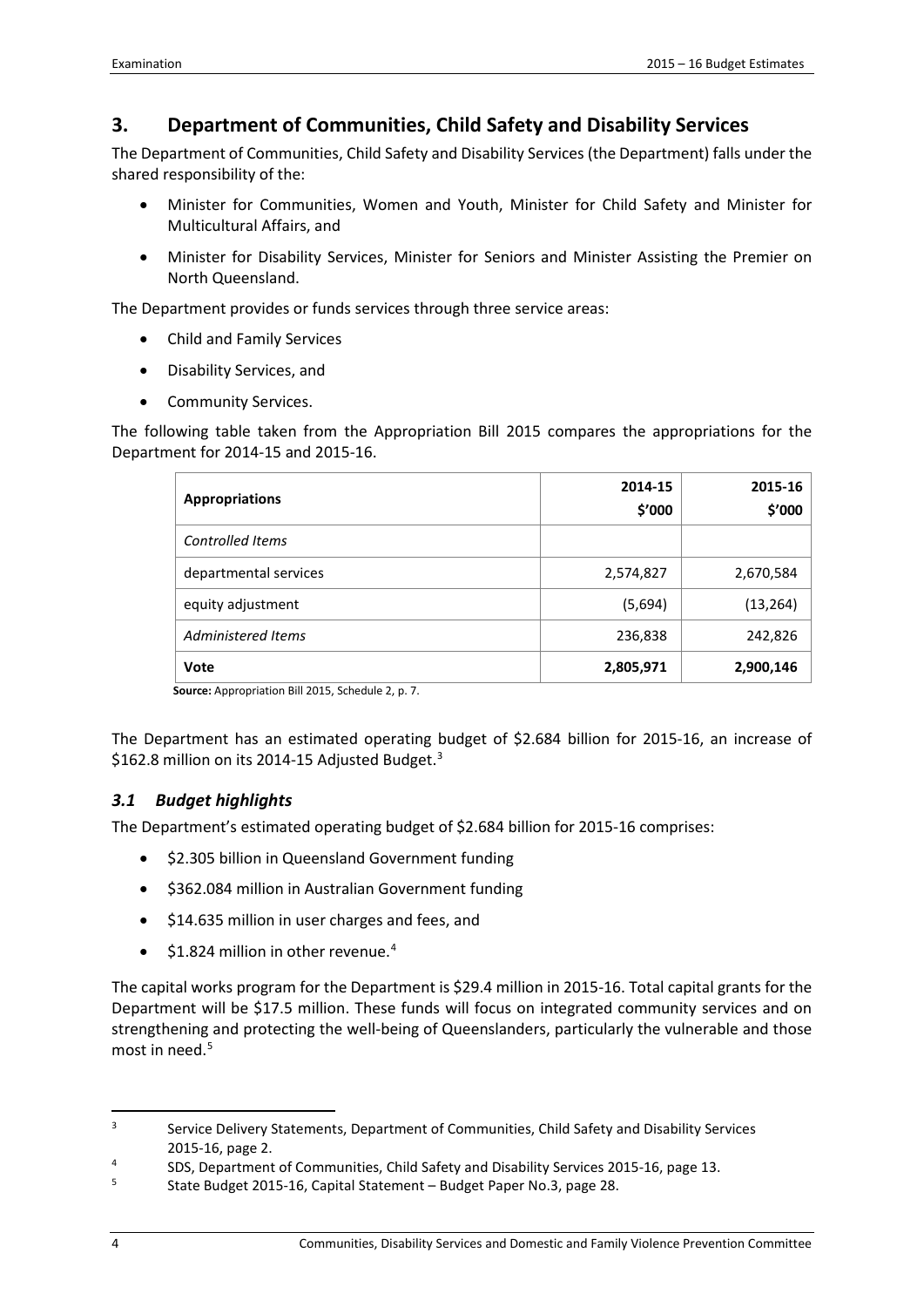## 3. Department of Communities, Child Safety and Disability Services

The Department of Communities, Child Safety and Disability Services (the Department) falls under the shared responsibility of the:

- Minister for Communities, Women and Youth, Minister for Child Safety and Minister for Multicultural Affairs, and
- Minister for Disability Services, Minister for Seniors and Minister Assisting the Premier on North Queensland.

The Department provides or funds services through three service areas:

- Child and Family Services
- Disability Services, and
- Community Services.

The following table taken from the Appropriation Bill 2015 compares the appropriations for the Department for 2014-15 and 2015-16.

| Appropriations | 2014-15 $'000 | 2015-16 $'000 |
|---|---|---|
| *Controlled Items* | | |
| departmental services | 2,574,827 | 2,670,584 |
| equity adjustment | (5,694) | (13,264) |
| *Administered Items* | 236,838 | 242,826 |
| **Vote** | **2,805,971** | **2,900,146** |

**Source:** Appropriation Bill 2015, Schedule 2, p. 7.

The Department has an estimated operating budget of $2.684 billion for 2015-16, an increase of $162.8 million on its 2014-15 Adjusted Budget.[3]

### *3.1 Budget highlights*

The Department's estimated operating budget of $2.684 billion for 2015-16 comprises:

- $2.305 billion in Queensland Government funding
- $362.084 million in Australian Government funding
- $14.635 million in user charges and fees, and
- $1.824 million in other revenue.[4]

The capital works program for the Department is $29.4 million in 2015-16. Total capital grants for the Department will be $17.5 million. These funds will focus on integrated community services and on strengthening and protecting the well-being of Queenslanders, particularly the vulnerable and those most in need.[5]

---

[3] Service Delivery Statements, Department of Communities, Child Safety and Disability Services 2015-16, page 2.

[4] SDS, Department of Communities, Child Safety and Disability Services 2015-16, page 13.

[5] State Budget 2015-16, Capital Statement – Budget Paper No.3, page 28.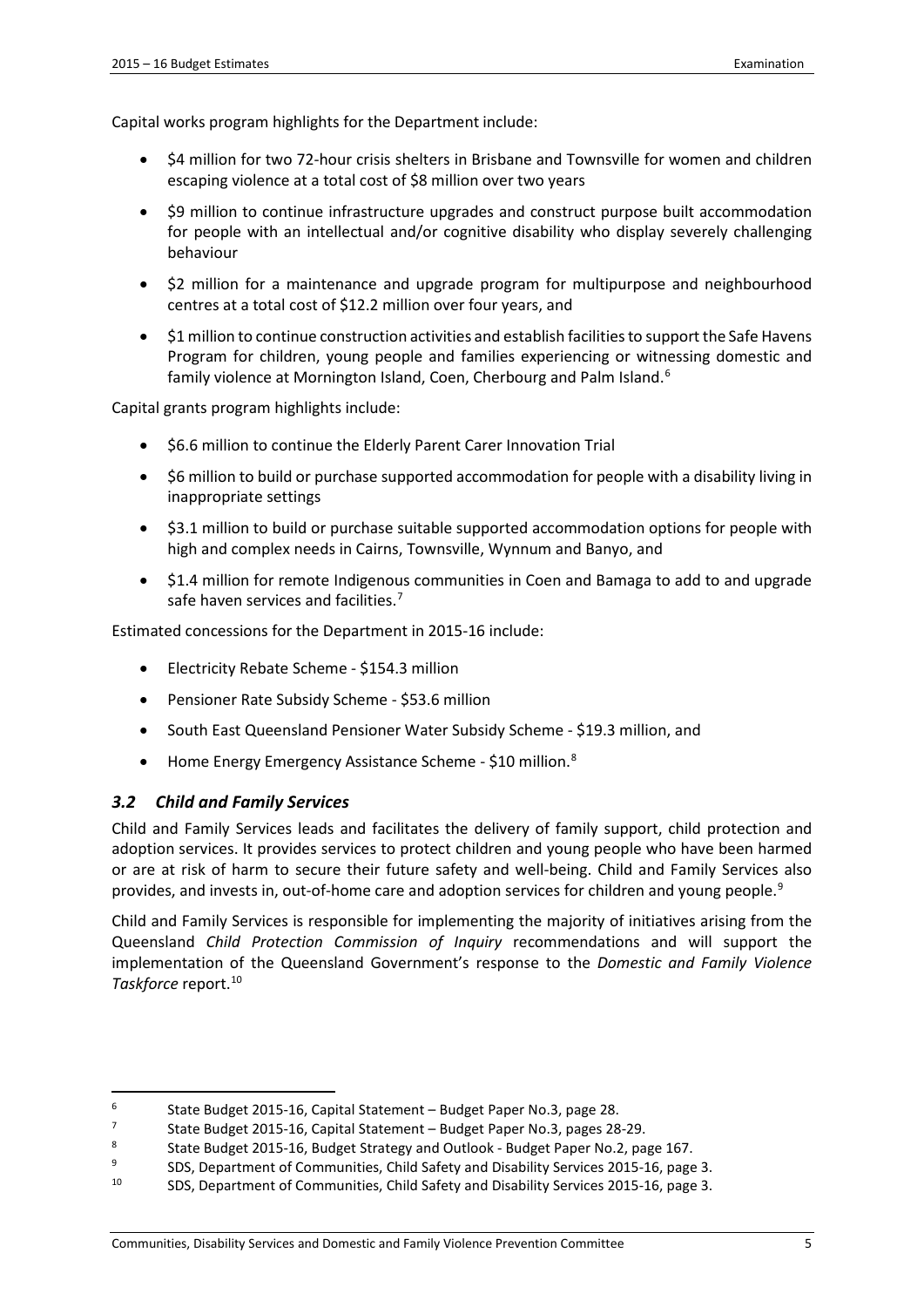Capital works program highlights for the Department include:

- $4 million for two 72-hour crisis shelters in Brisbane and Townsville for women and children escaping violence at a total cost of $8 million over two years
- $9 million to continue infrastructure upgrades and construct purpose built accommodation for people with an intellectual and/or cognitive disability who display severely challenging behaviour
- $2 million for a maintenance and upgrade program for multipurpose and neighbourhood centres at a total cost of $12.2 million over four years, and
- $1 million to continue construction activities and establish facilities to support the Safe Havens Program for children, young people and families experiencing or witnessing domestic and family violence at Mornington Island, Coen, Cherbourg and Palm Island.[6]

Capital grants program highlights include:

- $6.6 million to continue the Elderly Parent Carer Innovation Trial
- $6 million to build or purchase supported accommodation for people with a disability living in inappropriate settings
- $3.1 million to build or purchase suitable supported accommodation options for people with high and complex needs in Cairns, Townsville, Wynnum and Banyo, and
- $1.4 million for remote Indigenous communities in Coen and Bamaga to add to and upgrade safe haven services and facilities.[7]

Estimated concessions for the Department in 2015-16 include:

- Electricity Rebate Scheme - $154.3 million
- Pensioner Rate Subsidy Scheme - $53.6 million
- South East Queensland Pensioner Water Subsidy Scheme - $19.3 million, and
- Home Energy Emergency Assistance Scheme - $10 million.[8]

### *3.2 Child and Family Services*

Child and Family Services leads and facilitates the delivery of family support, child protection and adoption services. It provides services to protect children and young people who have been harmed or are at risk of harm to secure their future safety and well-being. Child and Family Services also provides, and invests in, out-of-home care and adoption services for children and young people.[9]

Child and Family Services is responsible for implementing the majority of initiatives arising from the Queensland *Child Protection Commission of Inquiry* recommendations and will support the implementation of the Queensland Government's response to the *Domestic and Family Violence Taskforce* report.[10]

---

[6] State Budget 2015-16, Capital Statement – Budget Paper No.3, page 28.

[7] State Budget 2015-16, Capital Statement – Budget Paper No.3, pages 28-29.

[8] State Budget 2015-16, Budget Strategy and Outlook - Budget Paper No.2, page 167.

[9] SDS, Department of Communities, Child Safety and Disability Services 2015-16, page 3.

[10] SDS, Department of Communities, Child Safety and Disability Services 2015-16, page 3.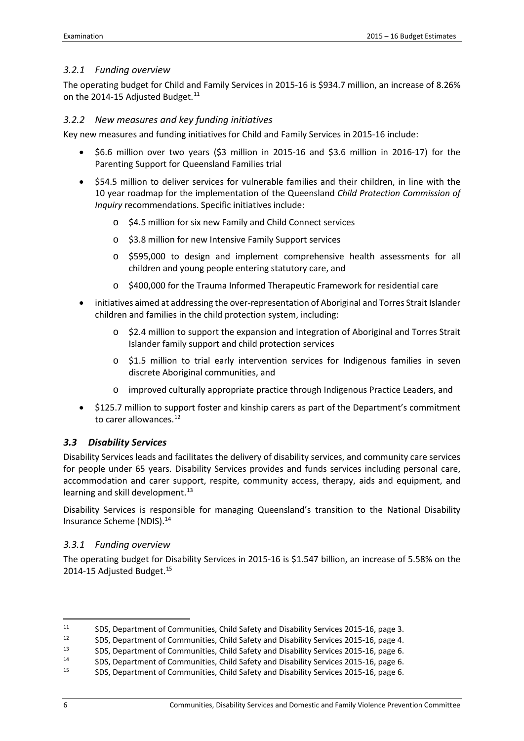### *3.2.1 Funding overview*

The operating budget for Child and Family Services in 2015-16 is $934.7 million, an increase of 8.26% on the 2014-15 Adjusted Budget.[11]

### *3.2.2 New measures and key funding initiatives*

Key new measures and funding initiatives for Child and Family Services in 2015-16 include:

- $6.6 million over two years ($3 million in 2015-16 and $3.6 million in 2016-17) for the Parenting Support for Queensland Families trial
- $54.5 million to deliver services for vulnerable families and their children, in line with the 10 year roadmap for the implementation of the Queensland *Child Protection Commission of Inquiry* recommendations. Specific initiatives include:
  - $4.5 million for six new Family and Child Connect services
  - $3.8 million for new Intensive Family Support services
  - $595,000 to design and implement comprehensive health assessments for all children and young people entering statutory care, and
  - $400,000 for the Trauma Informed Therapeutic Framework for residential care
- initiatives aimed at addressing the over-representation of Aboriginal and Torres Strait Islander children and families in the child protection system, including:
  - $2.4 million to support the expansion and integration of Aboriginal and Torres Strait Islander family support and child protection services
  - $1.5 million to trial early intervention services for Indigenous families in seven discrete Aboriginal communities, and
  - improved culturally appropriate practice through Indigenous Practice Leaders, and
- $125.7 million to support foster and kinship carers as part of the Department's commitment to carer allowances.[12]

## *3.3 Disability Services*

Disability Services leads and facilitates the delivery of disability services, and community care services for people under 65 years. Disability Services provides and funds services including personal care, accommodation and carer support, respite, community access, therapy, aids and equipment, and learning and skill development.[13]

Disability Services is responsible for managing Queensland's transition to the National Disability Insurance Scheme (NDIS).[14]

### *3.3.1 Funding overview*

The operating budget for Disability Services in 2015-16 is $1.547 billion, an increase of 5.58% on the 2014-15 Adjusted Budget.[15]

---

[11] SDS, Department of Communities, Child Safety and Disability Services 2015-16, page 3.

[12] SDS, Department of Communities, Child Safety and Disability Services 2015-16, page 4.

[13] SDS, Department of Communities, Child Safety and Disability Services 2015-16, page 6.

[14] SDS, Department of Communities, Child Safety and Disability Services 2015-16, page 6.

[15] SDS, Department of Communities, Child Safety and Disability Services 2015-16, page 6.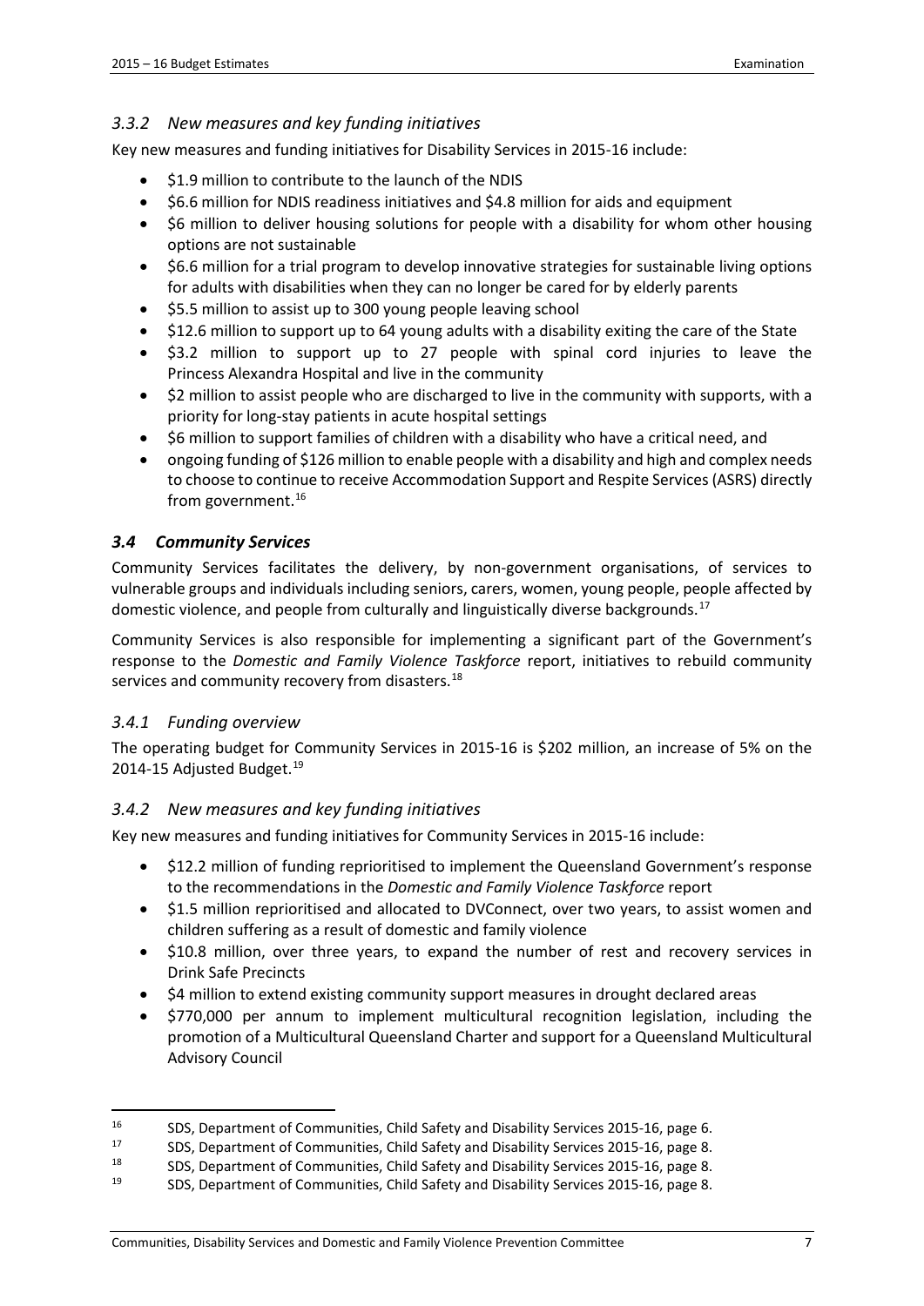### *3.3.2 New measures and key funding initiatives*

Key new measures and funding initiatives for Disability Services in 2015-16 include:

- $1.9 million to contribute to the launch of the NDIS
- $6.6 million for NDIS readiness initiatives and $4.8 million for aids and equipment
- $6 million to deliver housing solutions for people with a disability for whom other housing options are not sustainable
- $6.6 million for a trial program to develop innovative strategies for sustainable living options for adults with disabilities when they can no longer be cared for by elderly parents
- $5.5 million to assist up to 300 young people leaving school
- $12.6 million to support up to 64 young adults with a disability exiting the care of the State
- $3.2 million to support up to 27 people with spinal cord injuries to leave the Princess Alexandra Hospital and live in the community
- $2 million to assist people who are discharged to live in the community with supports, with a priority for long-stay patients in acute hospital settings
- $6 million to support families of children with a disability who have a critical need, and
- ongoing funding of $126 million to enable people with a disability and high and complex needs to choose to continue to receive Accommodation Support and Respite Services (ASRS) directly from government.[16]

## *3.4 Community Services*

Community Services facilitates the delivery, by non-government organisations, of services to vulnerable groups and individuals including seniors, carers, women, young people, people affected by domestic violence, and people from culturally and linguistically diverse backgrounds.[17]

Community Services is also responsible for implementing a significant part of the Government's response to the *Domestic and Family Violence Taskforce* report, initiatives to rebuild community services and community recovery from disasters.[18]

### *3.4.1 Funding overview*

The operating budget for Community Services in 2015-16 is $202 million, an increase of 5% on the 2014-15 Adjusted Budget.[19]

### *3.4.2 New measures and key funding initiatives*

Key new measures and funding initiatives for Community Services in 2015-16 include:

- $12.2 million of funding reprioritised to implement the Queensland Government's response to the recommendations in the *Domestic and Family Violence Taskforce* report
- $1.5 million reprioritised and allocated to DVConnect, over two years, to assist women and children suffering as a result of domestic and family violence
- $10.8 million, over three years, to expand the number of rest and recovery services in Drink Safe Precincts
- $4 million to extend existing community support measures in drought declared areas
- $770,000 per annum to implement multicultural recognition legislation, including the promotion of a Multicultural Queensland Charter and support for a Queensland Multicultural Advisory Council

---

[16] SDS, Department of Communities, Child Safety and Disability Services 2015-16, page 6.

[17] SDS, Department of Communities, Child Safety and Disability Services 2015-16, page 8.

[18] SDS, Department of Communities, Child Safety and Disability Services 2015-16, page 8.

[19] SDS, Department of Communities, Child Safety and Disability Services 2015-16, page 8.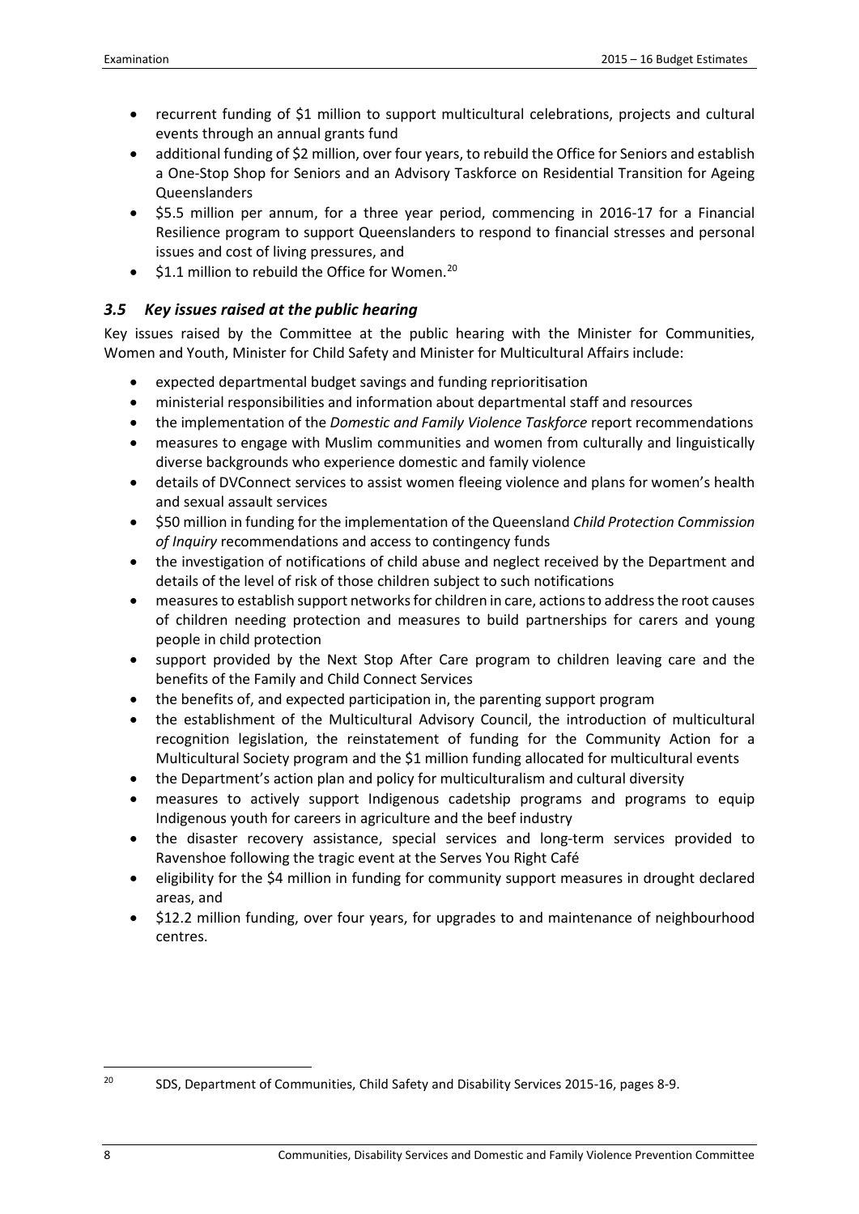- recurrent funding of \$1 million to support multicultural celebrations, projects and cultural events through an annual grants fund
- additional funding of \$2 million, over four years, to rebuild the Office for Seniors and establish a One-Stop Shop for Seniors and an Advisory Taskforce on Residential Transition for Ageing Queenslanders
- \$5.5 million per annum, for a three year period, commencing in 2016-17 for a Financial Resilience program to support Queenslanders to respond to financial stresses and personal issues and cost of living pressures, and
- \$1.1 million to rebuild the Office for Women.[20]

### *3.5 Key issues raised at the public hearing*

Key issues raised by the Committee at the public hearing with the Minister for Communities, Women and Youth, Minister for Child Safety and Minister for Multicultural Affairs include:

- expected departmental budget savings and funding reprioritisation
- ministerial responsibilities and information about departmental staff and resources
- the implementation of the *Domestic and Family Violence Taskforce* report recommendations
- measures to engage with Muslim communities and women from culturally and linguistically diverse backgrounds who experience domestic and family violence
- details of DVConnect services to assist women fleeing violence and plans for women's health and sexual assault services
- \$50 million in funding for the implementation of the Queensland *Child Protection Commission of Inquiry* recommendations and access to contingency funds
- the investigation of notifications of child abuse and neglect received by the Department and details of the level of risk of those children subject to such notifications
- measures to establish support networks for children in care, actions to address the root causes of children needing protection and measures to build partnerships for carers and young people in child protection
- support provided by the Next Stop After Care program to children leaving care and the benefits of the Family and Child Connect Services
- the benefits of, and expected participation in, the parenting support program
- the establishment of the Multicultural Advisory Council, the introduction of multicultural recognition legislation, the reinstatement of funding for the Community Action for a Multicultural Society program and the \$1 million funding allocated for multicultural events
- the Department's action plan and policy for multiculturalism and cultural diversity
- measures to actively support Indigenous cadetship programs and programs to equip Indigenous youth for careers in agriculture and the beef industry
- the disaster recovery assistance, special services and long-term services provided to Ravenshoe following the tragic event at the Serves You Right Café
- eligibility for the \$4 million in funding for community support measures in drought declared areas, and
- \$12.2 million funding, over four years, for upgrades to and maintenance of neighbourhood centres.

[20] SDS, Department of Communities, Child Safety and Disability Services 2015-16, pages 8-9.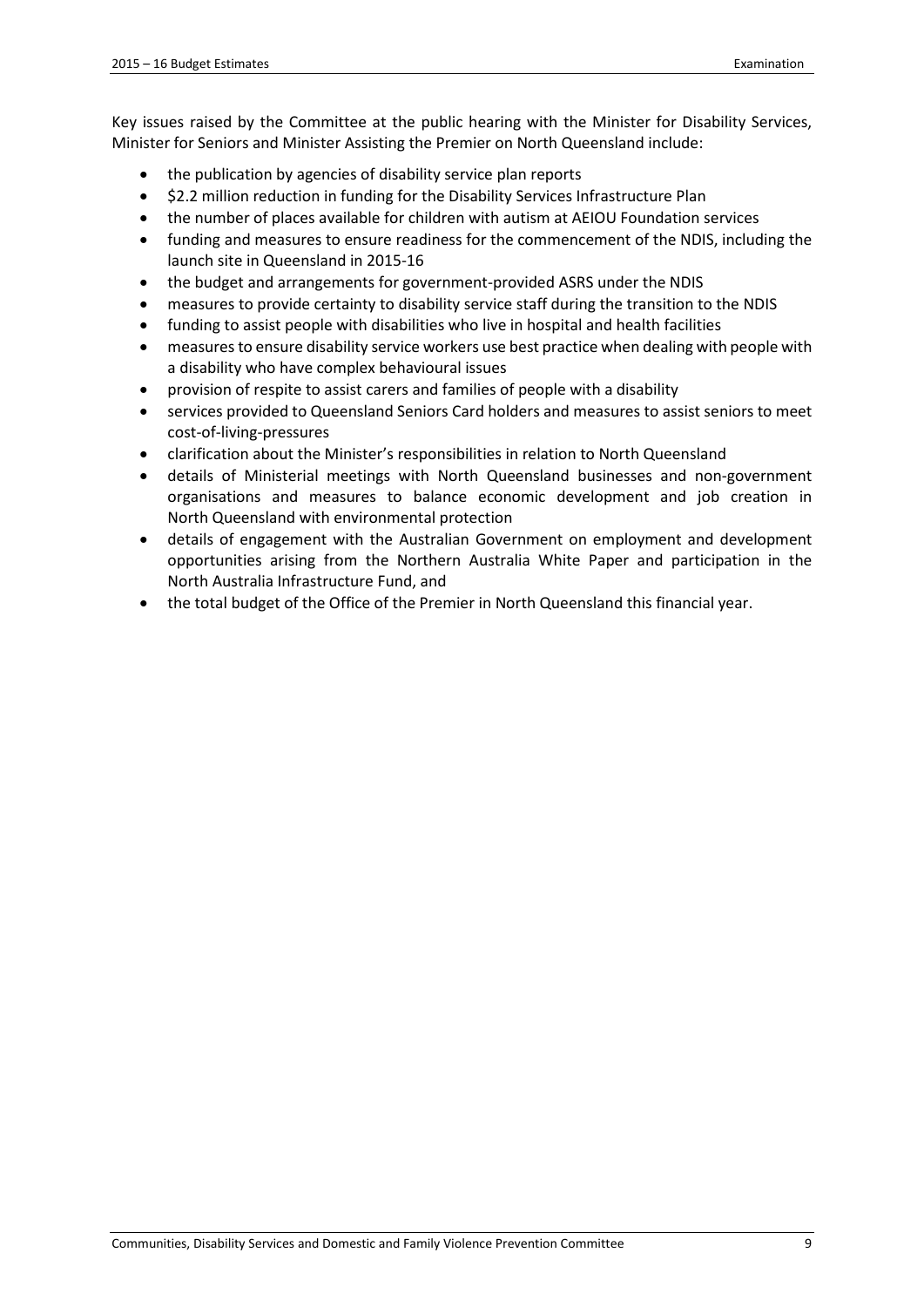Key issues raised by the Committee at the public hearing with the Minister for Disability Services, Minister for Seniors and Minister Assisting the Premier on North Queensland include:

- the publication by agencies of disability service plan reports
- $2.2 million reduction in funding for the Disability Services Infrastructure Plan
- the number of places available for children with autism at AEIOU Foundation services
- funding and measures to ensure readiness for the commencement of the NDIS, including the launch site in Queensland in 2015-16
- the budget and arrangements for government-provided ASRS under the NDIS
- measures to provide certainty to disability service staff during the transition to the NDIS
- funding to assist people with disabilities who live in hospital and health facilities
- measures to ensure disability service workers use best practice when dealing with people with a disability who have complex behavioural issues
- provision of respite to assist carers and families of people with a disability
- services provided to Queensland Seniors Card holders and measures to assist seniors to meet cost-of-living-pressures
- clarification about the Minister's responsibilities in relation to North Queensland
- details of Ministerial meetings with North Queensland businesses and non-government organisations and measures to balance economic development and job creation in North Queensland with environmental protection
- details of engagement with the Australian Government on employment and development opportunities arising from the Northern Australia White Paper and participation in the North Australia Infrastructure Fund, and
- the total budget of the Office of the Premier in North Queensland this financial year.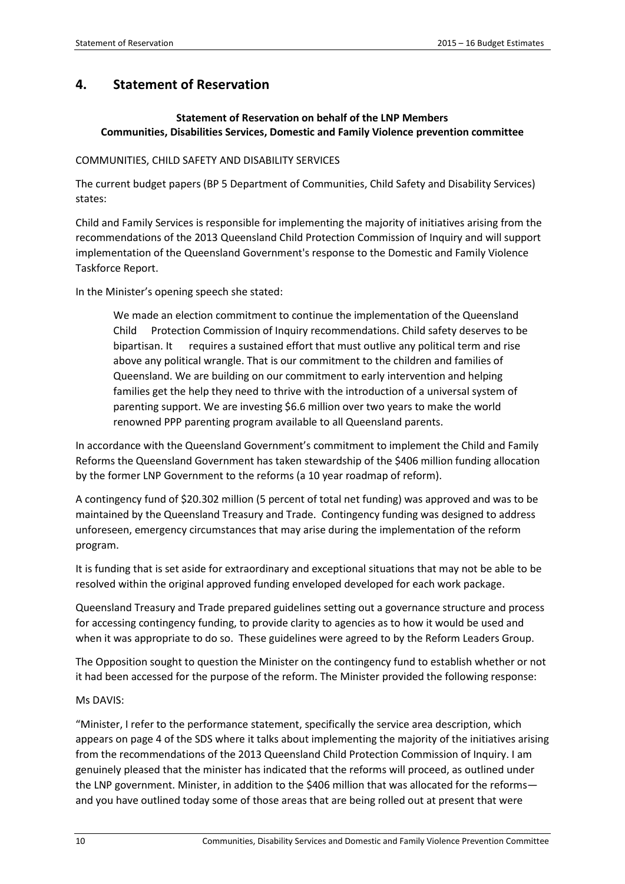## 4. Statement of Reservation

**Statement of Reservation on behalf of the LNP Members**
**Communities, Disabilities Services, Domestic and Family Violence prevention committee**

COMMUNITIES, CHILD SAFETY AND DISABILITY SERVICES

The current budget papers (BP 5 Department of Communities, Child Safety and Disability Services) states:

Child and Family Services is responsible for implementing the majority of initiatives arising from the recommendations of the 2013 Queensland Child Protection Commission of Inquiry and will support implementation of the Queensland Government's response to the Domestic and Family Violence Taskforce Report.

In the Minister's opening speech she stated:

> We made an election commitment to continue the implementation of the Queensland Child Protection Commission of Inquiry recommendations. Child safety deserves to be bipartisan. It requires a sustained effort that must outlive any political term and rise above any political wrangle. That is our commitment to the children and families of Queensland. We are building on our commitment to early intervention and helping families get the help they need to thrive with the introduction of a universal system of parenting support. We are investing $6.6 million over two years to make the world renowned PPP parenting program available to all Queensland parents.

In accordance with the Queensland Government's commitment to implement the Child and Family Reforms the Queensland Government has taken stewardship of the $406 million funding allocation by the former LNP Government to the reforms (a 10 year roadmap of reform).

A contingency fund of $20.302 million (5 percent of total net funding) was approved and was to be maintained by the Queensland Treasury and Trade. Contingency funding was designed to address unforeseen, emergency circumstances that may arise during the implementation of the reform program.

It is funding that is set aside for extraordinary and exceptional situations that may not be able to be resolved within the original approved funding enveloped developed for each work package.

Queensland Treasury and Trade prepared guidelines setting out a governance structure and process for accessing contingency funding, to provide clarity to agencies as to how it would be used and when it was appropriate to do so. These guidelines were agreed to by the Reform Leaders Group.

The Opposition sought to question the Minister on the contingency fund to establish whether or not it had been accessed for the purpose of the reform. The Minister provided the following response:

Ms DAVIS:

"Minister, I refer to the performance statement, specifically the service area description, which appears on page 4 of the SDS where it talks about implementing the majority of the initiatives arising from the recommendations of the 2013 Queensland Child Protection Commission of Inquiry. I am genuinely pleased that the minister has indicated that the reforms will proceed, as outlined under the LNP government. Minister, in addition to the $406 million that was allocated for the reforms—and you have outlined today some of those areas that are being rolled out at present that were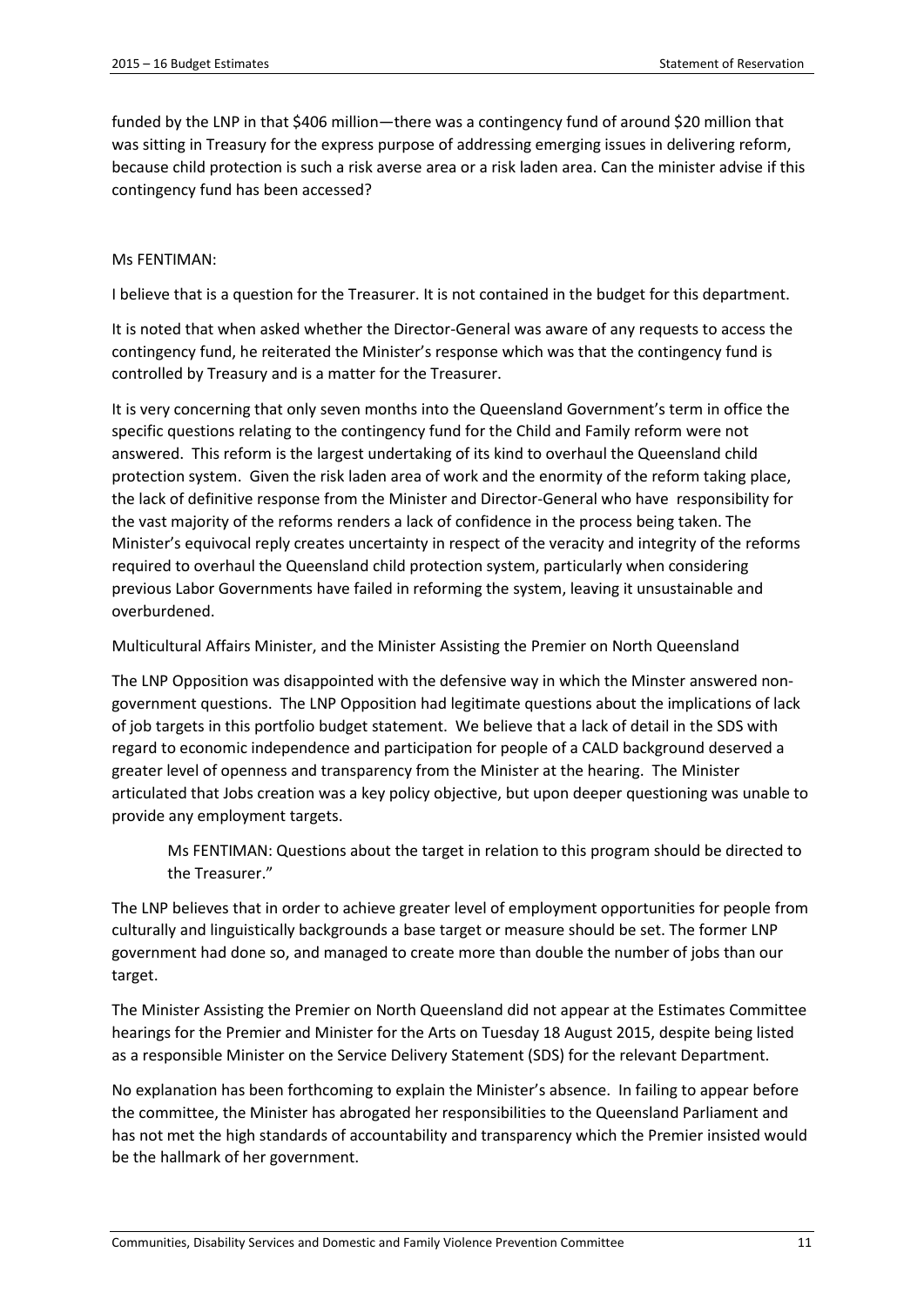funded by the LNP in that $406 million—there was a contingency fund of around $20 million that was sitting in Treasury for the express purpose of addressing emerging issues in delivering reform, because child protection is such a risk averse area or a risk laden area. Can the minister advise if this contingency fund has been accessed?

Ms FENTIMAN:

I believe that is a question for the Treasurer. It is not contained in the budget for this department.

It is noted that when asked whether the Director-General was aware of any requests to access the contingency fund, he reiterated the Minister's response which was that the contingency fund is controlled by Treasury and is a matter for the Treasurer.

It is very concerning that only seven months into the Queensland Government's term in office the specific questions relating to the contingency fund for the Child and Family reform were not answered. This reform is the largest undertaking of its kind to overhaul the Queensland child protection system. Given the risk laden area of work and the enormity of the reform taking place, the lack of definitive response from the Minister and Director-General who have responsibility for the vast majority of the reforms renders a lack of confidence in the process being taken. The Minister's equivocal reply creates uncertainty in respect of the veracity and integrity of the reforms required to overhaul the Queensland child protection system, particularly when considering previous Labor Governments have failed in reforming the system, leaving it unsustainable and overburdened.

Multicultural Affairs Minister, and the Minister Assisting the Premier on North Queensland

The LNP Opposition was disappointed with the defensive way in which the Minster answered non-government questions. The LNP Opposition had legitimate questions about the implications of lack of job targets in this portfolio budget statement. We believe that a lack of detail in the SDS with regard to economic independence and participation for people of a CALD background deserved a greater level of openness and transparency from the Minister at the hearing. The Minister articulated that Jobs creation was a key policy objective, but upon deeper questioning was unable to provide any employment targets.

> Ms FENTIMAN: Questions about the target in relation to this program should be directed to the Treasurer."

The LNP believes that in order to achieve greater level of employment opportunities for people from culturally and linguistically backgrounds a base target or measure should be set. The former LNP government had done so, and managed to create more than double the number of jobs than our target.

The Minister Assisting the Premier on North Queensland did not appear at the Estimates Committee hearings for the Premier and Minister for the Arts on Tuesday 18 August 2015, despite being listed as a responsible Minister on the Service Delivery Statement (SDS) for the relevant Department.

No explanation has been forthcoming to explain the Minister's absence. In failing to appear before the committee, the Minister has abrogated her responsibilities to the Queensland Parliament and has not met the high standards of accountability and transparency which the Premier insisted would be the hallmark of her government.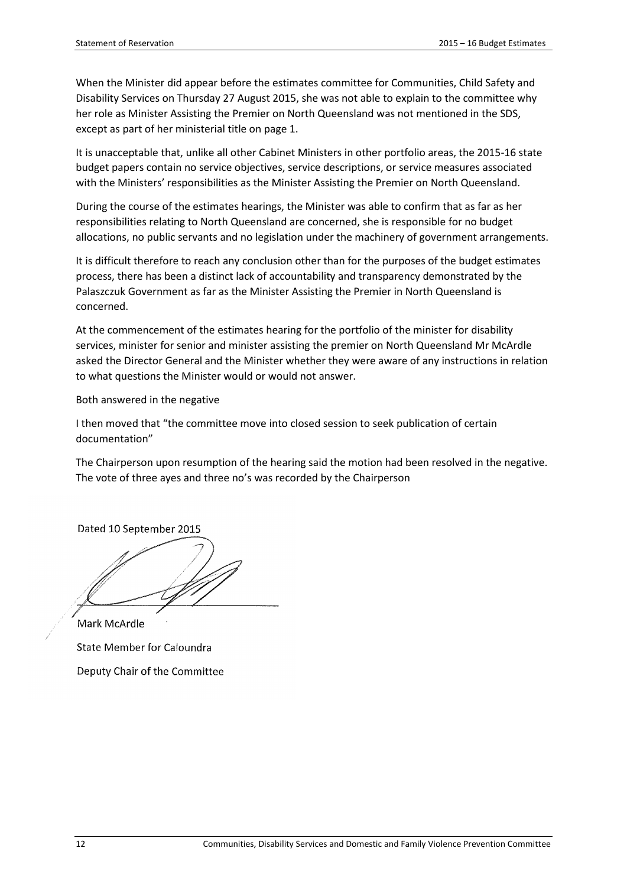When the Minister did appear before the estimates committee for Communities, Child Safety and Disability Services on Thursday 27 August 2015, she was not able to explain to the committee why her role as Minister Assisting the Premier on North Queensland was not mentioned in the SDS, except as part of her ministerial title on page 1.

It is unacceptable that, unlike all other Cabinet Ministers in other portfolio areas, the 2015-16 state budget papers contain no service objectives, service descriptions, or service measures associated with the Ministers' responsibilities as the Minister Assisting the Premier on North Queensland.

During the course of the estimates hearings, the Minister was able to confirm that as far as her responsibilities relating to North Queensland are concerned, she is responsible for no budget allocations, no public servants and no legislation under the machinery of government arrangements.

It is difficult therefore to reach any conclusion other than for the purposes of the budget estimates process, there has been a distinct lack of accountability and transparency demonstrated by the Palaszczuk Government as far as the Minister Assisting the Premier in North Queensland is concerned.

At the commencement of the estimates hearing for the portfolio of the minister for disability services, minister for senior and minister assisting the premier on North Queensland Mr McArdle asked the Director General and the Minister whether they were aware of any instructions in relation to what questions the Minister would or would not answer.

Both answered in the negative

I then moved that "the committee move into closed session to seek publication of certain documentation"

The Chairperson upon resumption of the hearing said the motion had been resolved in the negative. The vote of three ayes and three no's was recorded by the Chairperson

Dated 10 September 2015

Mark McArdle

State Member for Caloundra

Deputy Chair of the Committee